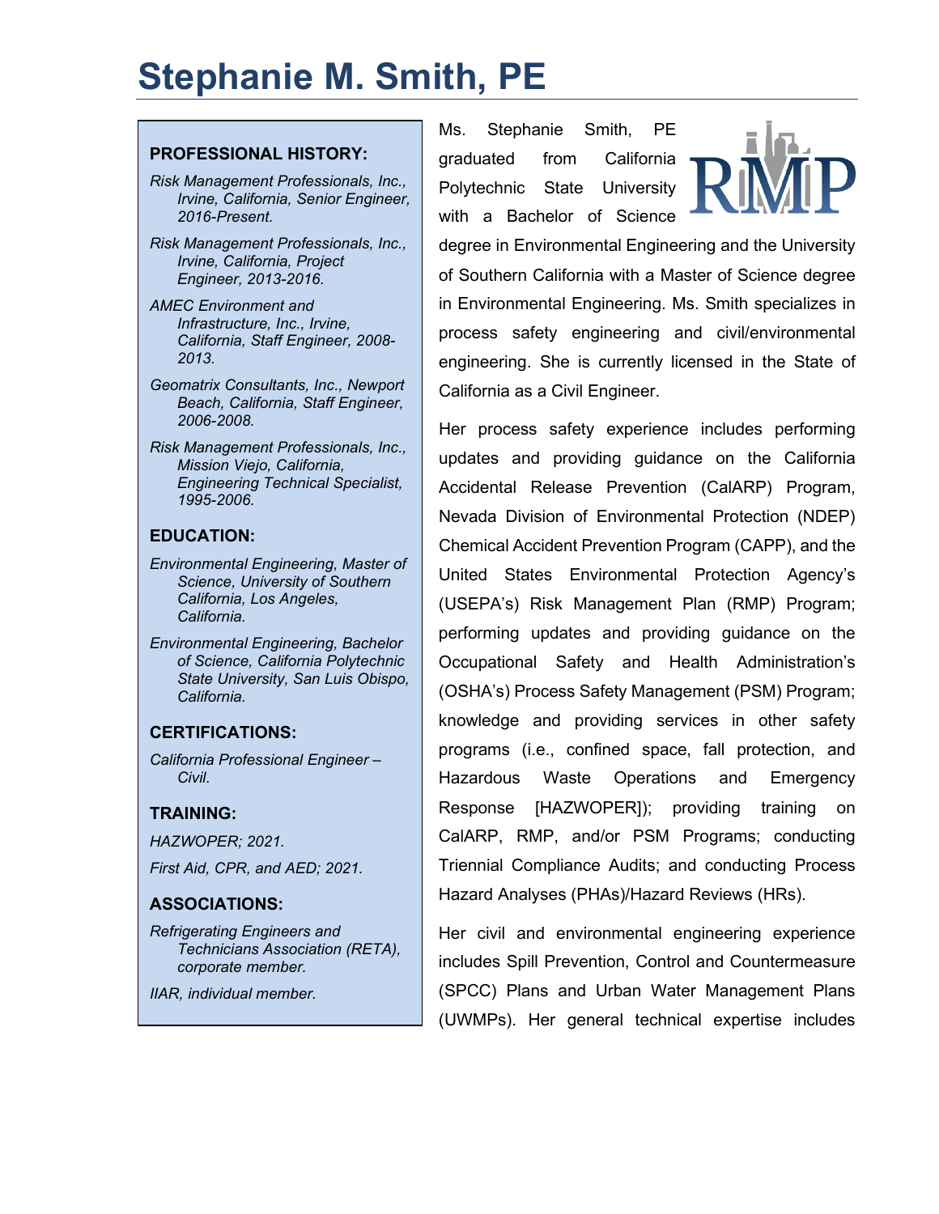# Stephanie M. Smith, PE

## PROFESSIONAL HISTORY:

*Risk Management Professionals, Inc., Irvine, California, Senior Engineer, 2016-Present.*

*Risk Management Professionals, Inc., Irvine, California, Project Engineer, 2013-2016.*

*AMEC Environment and Infrastructure, Inc., Irvine, California, Staff Engineer, 2008-2013.*

*Geomatrix Consultants, Inc., Newport Beach, California, Staff Engineer, 2006-2008.*

*Risk Management Professionals, Inc., Mission Viejo, California, Engineering Technical Specialist, 1995-2006.*

## EDUCATION:

*Environmental Engineering, Master of Science, University of Southern California, Los Angeles, California.*

*Environmental Engineering, Bachelor of Science, California Polytechnic State University, San Luis Obispo, California.*

## CERTIFICATIONS:

*California Professional Engineer – Civil.*

## TRAINING:

*HAZWOPER; 2021.*

*First Aid, CPR, and AED; 2021.*

## ASSOCIATIONS:

*Refrigerating Engineers and Technicians Association (RETA), corporate member.*

*IIAR, individual member.*

Ms. Stephanie Smith, PE graduated from California Polytechnic State University with a Bachelor of Science degree in Environmental Engineering and the University of Southern California with a Master of Science degree in Environmental Engineering. Ms. Smith specializes in process safety engineering and civil/environmental engineering. She is currently licensed in the State of California as a Civil Engineer.

Her process safety experience includes performing updates and providing guidance on the California Accidental Release Prevention (CalARP) Program, Nevada Division of Environmental Protection (NDEP) Chemical Accident Prevention Program (CAPP), and the United States Environmental Protection Agency's (USEPA's) Risk Management Plan (RMP) Program; performing updates and providing guidance on the Occupational Safety and Health Administration's (OSHA's) Process Safety Management (PSM) Program; knowledge and providing services in other safety programs (i.e., confined space, fall protection, and Hazardous Waste Operations and Emergency Response [HAZWOPER]); providing training on CalARP, RMP, and/or PSM Programs; conducting Triennial Compliance Audits; and conducting Process Hazard Analyses (PHAs)/Hazard Reviews (HRs).

Her civil and environmental engineering experience includes Spill Prevention, Control and Countermeasure (SPCC) Plans and Urban Water Management Plans (UWMPs). Her general technical expertise includes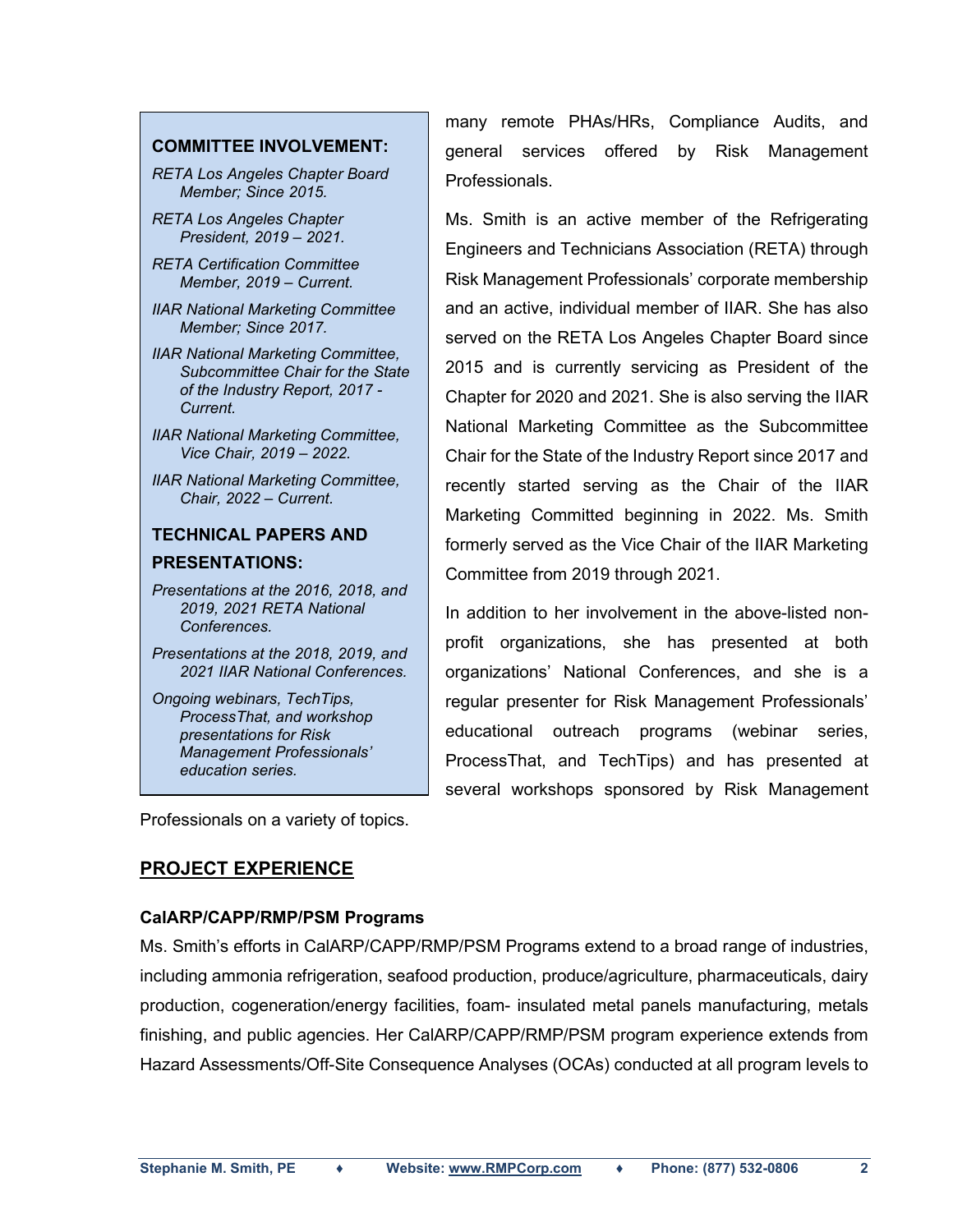many remote PHAs/HRs, Compliance Audits, and general services offered by Risk Management Professionals.

Ms. Smith is an active member of the Refrigerating Engineers and Technicians Association (RETA) through Risk Management Professionals' corporate membership and an active, individual member of IIAR. She has also served on the RETA Los Angeles Chapter Board since 2015 and is currently servicing as President of the Chapter for 2020 and 2021. She is also serving the IIAR National Marketing Committee as the Subcommittee Chair for the State of the Industry Report since 2017 and recently started serving as the Chair of the IIAR Marketing Committed beginning in 2022. Ms. Smith formerly served as the Vice Chair of the IIAR Marketing Committee from 2019 through 2021.

In addition to her involvement in the above-listed non-profit organizations, she has presented at both organizations' National Conferences, and she is a regular presenter for Risk Management Professionals' educational outreach programs (webinar series, ProcessThat, and TechTips) and has presented at several workshops sponsored by Risk Management Professionals on a variety of topics.

> **COMMITTEE INVOLVEMENT:**
>
> *RETA Los Angeles Chapter Board Member; Since 2015.*
>
> *RETA Los Angeles Chapter President, 2019 – 2021.*
>
> *RETA Certification Committee Member, 2019 – Current.*
>
> *IIAR National Marketing Committee Member; Since 2017.*
>
> *IIAR National Marketing Committee, Subcommittee Chair for the State of the Industry Report, 2017 - Current.*
>
> *IIAR National Marketing Committee, Vice Chair, 2019 – 2022.*
>
> *IIAR National Marketing Committee, Chair, 2022 – Current.*
>
> **TECHNICAL PAPERS AND PRESENTATIONS:**
>
> *Presentations at the 2016, 2018, and 2019, 2021 RETA National Conferences.*
>
> *Presentations at the 2018, 2019, and 2021 IIAR National Conferences.*
>
> *Ongoing webinars, TechTips, ProcessThat, and workshop presentations for Risk Management Professionals' education series.*

## PROJECT EXPERIENCE

### CalARP/CAPP/RMP/PSM Programs

Ms. Smith's efforts in CalARP/CAPP/RMP/PSM Programs extend to a broad range of industries, including ammonia refrigeration, seafood production, produce/agriculture, pharmaceuticals, dairy production, cogeneration/energy facilities, foam- insulated metal panels manufacturing, metals finishing, and public agencies. Her CalARP/CAPP/RMP/PSM program experience extends from Hazard Assessments/Off-Site Consequence Analyses (OCAs) conducted at all program levels to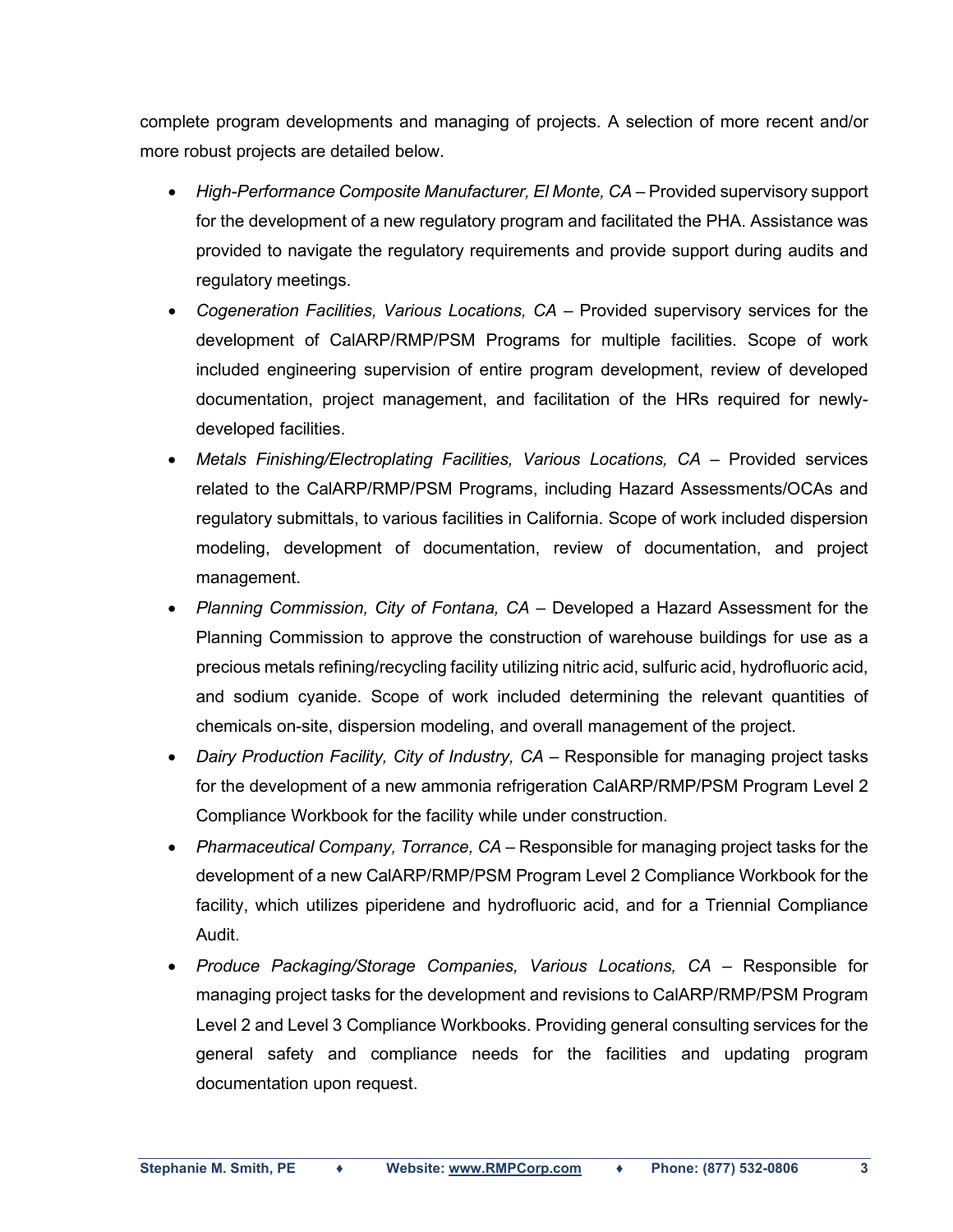complete program developments and managing of projects. A selection of more recent and/or more robust projects are detailed below.

- *High-Performance Composite Manufacturer, El Monte, CA* – Provided supervisory support for the development of a new regulatory program and facilitated the PHA. Assistance was provided to navigate the regulatory requirements and provide support during audits and regulatory meetings.
- *Cogeneration Facilities, Various Locations, CA* – Provided supervisory services for the development of CalARP/RMP/PSM Programs for multiple facilities. Scope of work included engineering supervision of entire program development, review of developed documentation, project management, and facilitation of the HRs required for newly-developed facilities.
- *Metals Finishing/Electroplating Facilities, Various Locations, CA* – Provided services related to the CalARP/RMP/PSM Programs, including Hazard Assessments/OCAs and regulatory submittals, to various facilities in California. Scope of work included dispersion modeling, development of documentation, review of documentation, and project management.
- *Planning Commission, City of Fontana, CA* – Developed a Hazard Assessment for the Planning Commission to approve the construction of warehouse buildings for use as a precious metals refining/recycling facility utilizing nitric acid, sulfuric acid, hydrofluoric acid, and sodium cyanide. Scope of work included determining the relevant quantities of chemicals on-site, dispersion modeling, and overall management of the project.
- *Dairy Production Facility, City of Industry, CA* – Responsible for managing project tasks for the development of a new ammonia refrigeration CalARP/RMP/PSM Program Level 2 Compliance Workbook for the facility while under construction.
- *Pharmaceutical Company, Torrance, CA* – Responsible for managing project tasks for the development of a new CalARP/RMP/PSM Program Level 2 Compliance Workbook for the facility, which utilizes piperidene and hydrofluoric acid, and for a Triennial Compliance Audit.
- *Produce Packaging/Storage Companies, Various Locations, CA* – Responsible for managing project tasks for the development and revisions to CalARP/RMP/PSM Program Level 2 and Level 3 Compliance Workbooks. Providing general consulting services for the general safety and compliance needs for the facilities and updating program documentation upon request.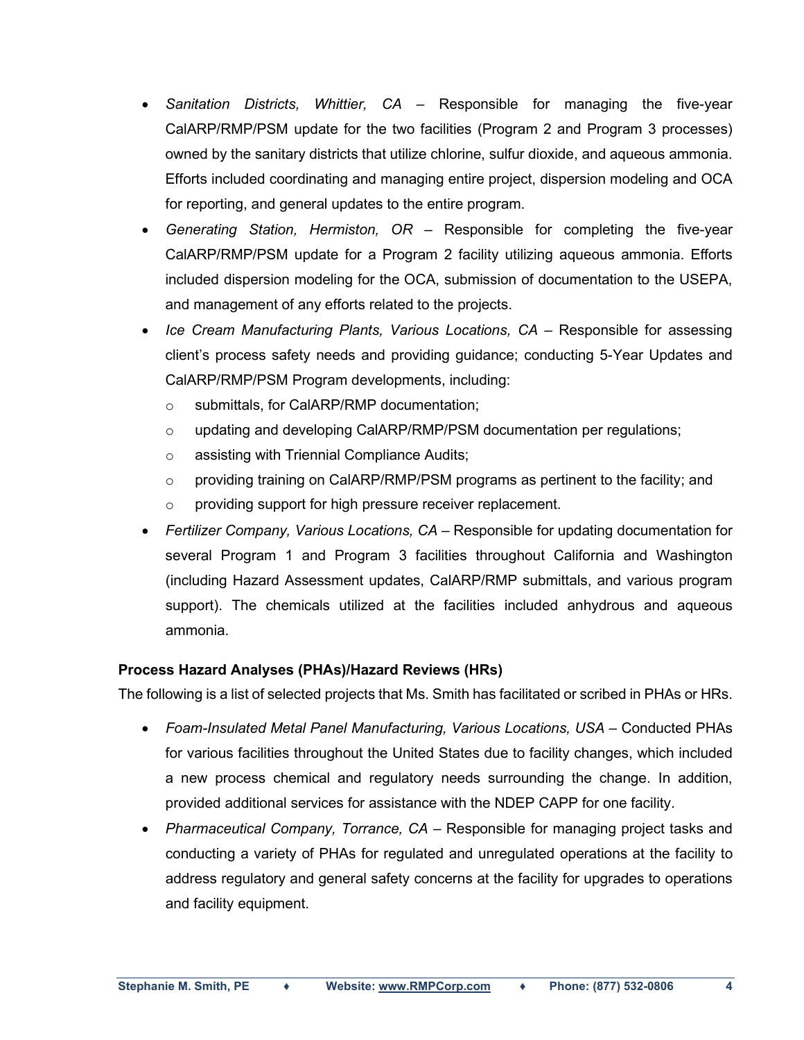- *Sanitation Districts, Whittier, CA* – Responsible for managing the five-year CalARP/RMP/PSM update for the two facilities (Program 2 and Program 3 processes) owned by the sanitary districts that utilize chlorine, sulfur dioxide, and aqueous ammonia. Efforts included coordinating and managing entire project, dispersion modeling and OCA for reporting, and general updates to the entire program.
- *Generating Station, Hermiston, OR* – Responsible for completing the five-year CalARP/RMP/PSM update for a Program 2 facility utilizing aqueous ammonia. Efforts included dispersion modeling for the OCA, submission of documentation to the USEPA, and management of any efforts related to the projects.
- *Ice Cream Manufacturing Plants, Various Locations, CA* – Responsible for assessing client's process safety needs and providing guidance; conducting 5-Year Updates and CalARP/RMP/PSM Program developments, including:
  - submittals, for CalARP/RMP documentation;
  - updating and developing CalARP/RMP/PSM documentation per regulations;
  - assisting with Triennial Compliance Audits;
  - providing training on CalARP/RMP/PSM programs as pertinent to the facility; and
  - providing support for high pressure receiver replacement.
- *Fertilizer Company, Various Locations, CA* – Responsible for updating documentation for several Program 1 and Program 3 facilities throughout California and Washington (including Hazard Assessment updates, CalARP/RMP submittals, and various program support). The chemicals utilized at the facilities included anhydrous and aqueous ammonia.

### Process Hazard Analyses (PHAs)/Hazard Reviews (HRs)

The following is a list of selected projects that Ms. Smith has facilitated or scribed in PHAs or HRs.

- *Foam-Insulated Metal Panel Manufacturing, Various Locations, USA* – Conducted PHAs for various facilities throughout the United States due to facility changes, which included a new process chemical and regulatory needs surrounding the change. In addition, provided additional services for assistance with the NDEP CAPP for one facility.
- *Pharmaceutical Company, Torrance, CA* – Responsible for managing project tasks and conducting a variety of PHAs for regulated and unregulated operations at the facility to address regulatory and general safety concerns at the facility for upgrades to operations and facility equipment.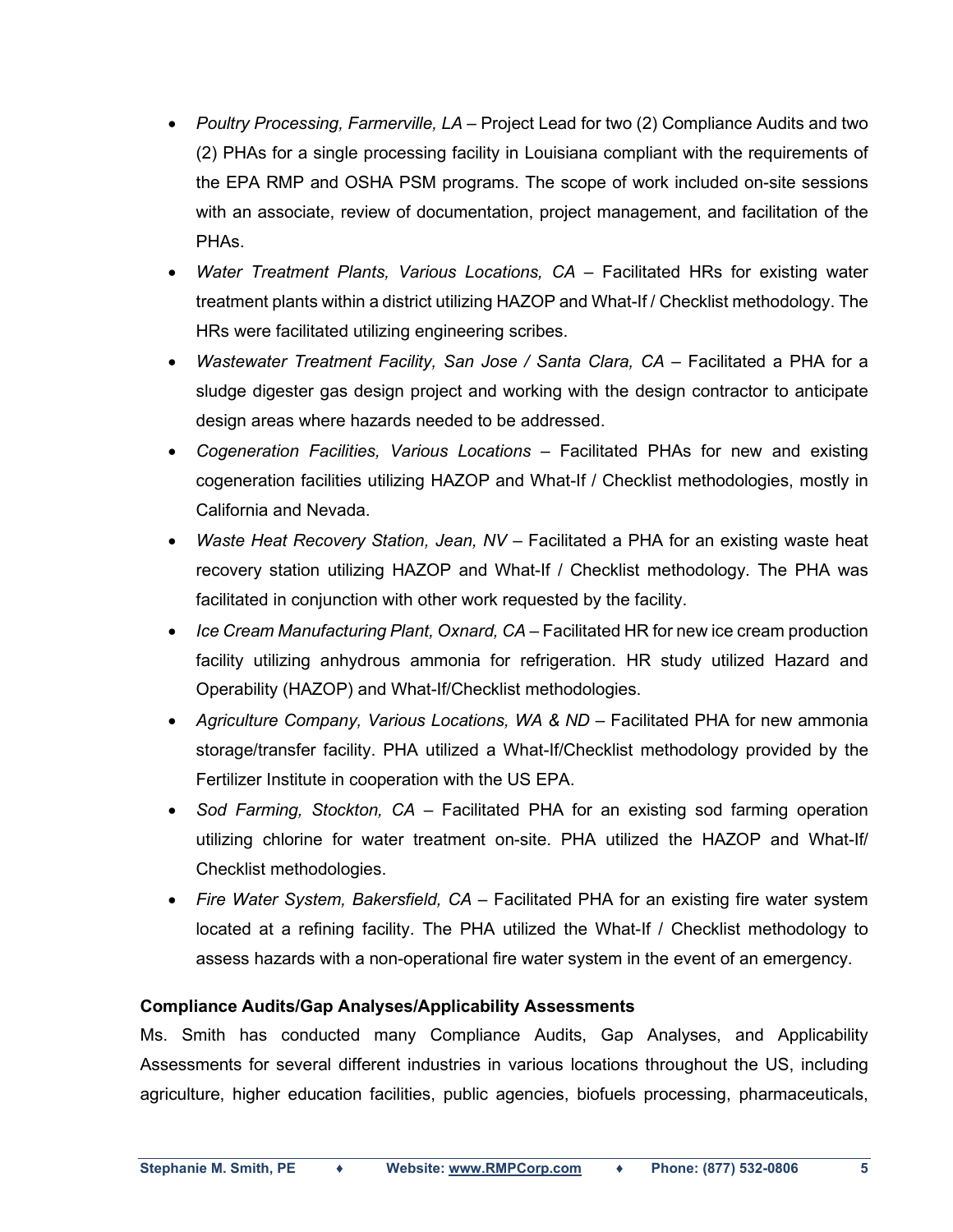- *Poultry Processing, Farmerville, LA* – Project Lead for two (2) Compliance Audits and two (2) PHAs for a single processing facility in Louisiana compliant with the requirements of the EPA RMP and OSHA PSM programs. The scope of work included on-site sessions with an associate, review of documentation, project management, and facilitation of the PHAs.
- *Water Treatment Plants, Various Locations, CA* – Facilitated HRs for existing water treatment plants within a district utilizing HAZOP and What-If / Checklist methodology. The HRs were facilitated utilizing engineering scribes.
- *Wastewater Treatment Facility, San Jose / Santa Clara, CA* – Facilitated a PHA for a sludge digester gas design project and working with the design contractor to anticipate design areas where hazards needed to be addressed.
- *Cogeneration Facilities, Various Locations* – Facilitated PHAs for new and existing cogeneration facilities utilizing HAZOP and What-If / Checklist methodologies, mostly in California and Nevada.
- *Waste Heat Recovery Station, Jean, NV* – Facilitated a PHA for an existing waste heat recovery station utilizing HAZOP and What-If / Checklist methodology. The PHA was facilitated in conjunction with other work requested by the facility.
- *Ice Cream Manufacturing Plant, Oxnard, CA* – Facilitated HR for new ice cream production facility utilizing anhydrous ammonia for refrigeration. HR study utilized Hazard and Operability (HAZOP) and What-If/Checklist methodologies.
- *Agriculture Company, Various Locations, WA & ND* – Facilitated PHA for new ammonia storage/transfer facility. PHA utilized a What-If/Checklist methodology provided by the Fertilizer Institute in cooperation with the US EPA.
- *Sod Farming, Stockton, CA* – Facilitated PHA for an existing sod farming operation utilizing chlorine for water treatment on-site. PHA utilized the HAZOP and What-If/ Checklist methodologies.
- *Fire Water System, Bakersfield, CA* – Facilitated PHA for an existing fire water system located at a refining facility. The PHA utilized the What-If / Checklist methodology to assess hazards with a non-operational fire water system in the event of an emergency.

**Compliance Audits/Gap Analyses/Applicability Assessments**

Ms. Smith has conducted many Compliance Audits, Gap Analyses, and Applicability Assessments for several different industries in various locations throughout the US, including agriculture, higher education facilities, public agencies, biofuels processing, pharmaceuticals,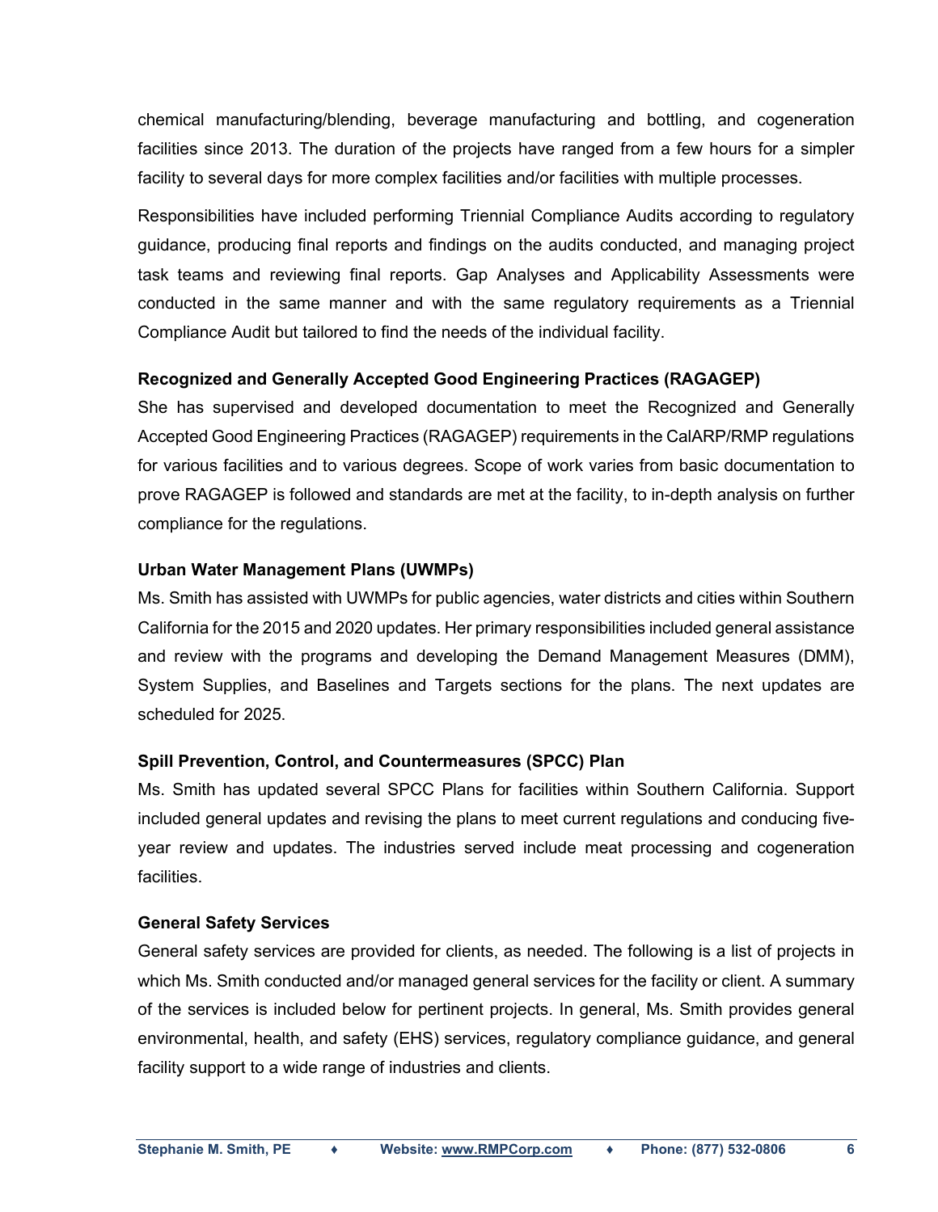chemical manufacturing/blending, beverage manufacturing and bottling, and cogeneration facilities since 2013. The duration of the projects have ranged from a few hours for a simpler facility to several days for more complex facilities and/or facilities with multiple processes.

Responsibilities have included performing Triennial Compliance Audits according to regulatory guidance, producing final reports and findings on the audits conducted, and managing project task teams and reviewing final reports. Gap Analyses and Applicability Assessments were conducted in the same manner and with the same regulatory requirements as a Triennial Compliance Audit but tailored to find the needs of the individual facility.

**Recognized and Generally Accepted Good Engineering Practices (RAGAGEP)**

She has supervised and developed documentation to meet the Recognized and Generally Accepted Good Engineering Practices (RAGAGEP) requirements in the CalARP/RMP regulations for various facilities and to various degrees. Scope of work varies from basic documentation to prove RAGAGEP is followed and standards are met at the facility, to in-depth analysis on further compliance for the regulations.

**Urban Water Management Plans (UWMPs)**

Ms. Smith has assisted with UWMPs for public agencies, water districts and cities within Southern California for the 2015 and 2020 updates. Her primary responsibilities included general assistance and review with the programs and developing the Demand Management Measures (DMM), System Supplies, and Baselines and Targets sections for the plans. The next updates are scheduled for 2025.

**Spill Prevention, Control, and Countermeasures (SPCC) Plan**

Ms. Smith has updated several SPCC Plans for facilities within Southern California. Support included general updates and revising the plans to meet current regulations and conducing five-year review and updates. The industries served include meat processing and cogeneration facilities.

**General Safety Services**

General safety services are provided for clients, as needed. The following is a list of projects in which Ms. Smith conducted and/or managed general services for the facility or client. A summary of the services is included below for pertinent projects. In general, Ms. Smith provides general environmental, health, and safety (EHS) services, regulatory compliance guidance, and general facility support to a wide range of industries and clients.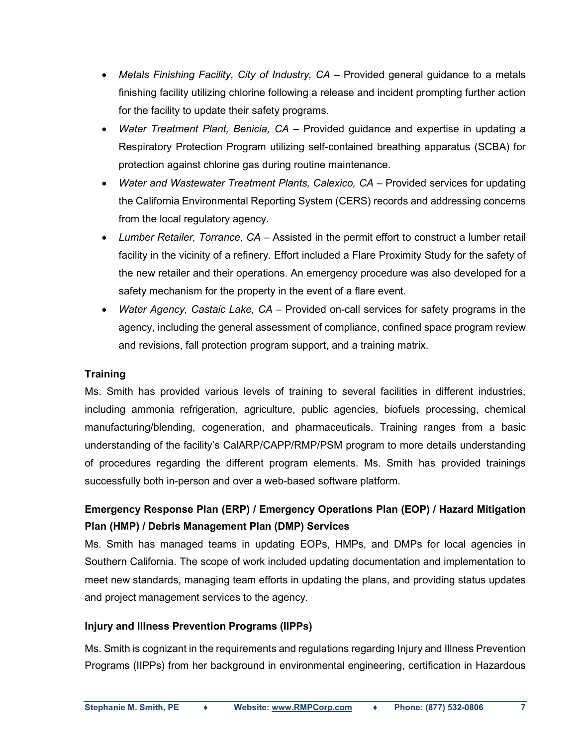- *Metals Finishing Facility, City of Industry, CA* – Provided general guidance to a metals finishing facility utilizing chlorine following a release and incident prompting further action for the facility to update their safety programs.
- *Water Treatment Plant, Benicia, CA* – Provided guidance and expertise in updating a Respiratory Protection Program utilizing self-contained breathing apparatus (SCBA) for protection against chlorine gas during routine maintenance.
- *Water and Wastewater Treatment Plants, Calexico, CA* – Provided services for updating the California Environmental Reporting System (CERS) records and addressing concerns from the local regulatory agency.
- *Lumber Retailer, Torrance, CA* – Assisted in the permit effort to construct a lumber retail facility in the vicinity of a refinery. Effort included a Flare Proximity Study for the safety of the new retailer and their operations. An emergency procedure was also developed for a safety mechanism for the property in the event of a flare event.
- *Water Agency, Castaic Lake, CA* – Provided on-call services for safety programs in the agency, including the general assessment of compliance, confined space program review and revisions, fall protection program support, and a training matrix.

### Training

Ms. Smith has provided various levels of training to several facilities in different industries, including ammonia refrigeration, agriculture, public agencies, biofuels processing, chemical manufacturing/blending, cogeneration, and pharmaceuticals. Training ranges from a basic understanding of the facility's CalARP/CAPP/RMP/PSM program to more details understanding of procedures regarding the different program elements. Ms. Smith has provided trainings successfully both in-person and over a web-based software platform.

### Emergency Response Plan (ERP) / Emergency Operations Plan (EOP) / Hazard Mitigation Plan (HMP) / Debris Management Plan (DMP) Services

Ms. Smith has managed teams in updating EOPs, HMPs, and DMPs for local agencies in Southern California. The scope of work included updating documentation and implementation to meet new standards, managing team efforts in updating the plans, and providing status updates and project management services to the agency.

### Injury and Illness Prevention Programs (IIPPs)

Ms. Smith is cognizant in the requirements and regulations regarding Injury and Illness Prevention Programs (IIPPs) from her background in environmental engineering, certification in Hazardous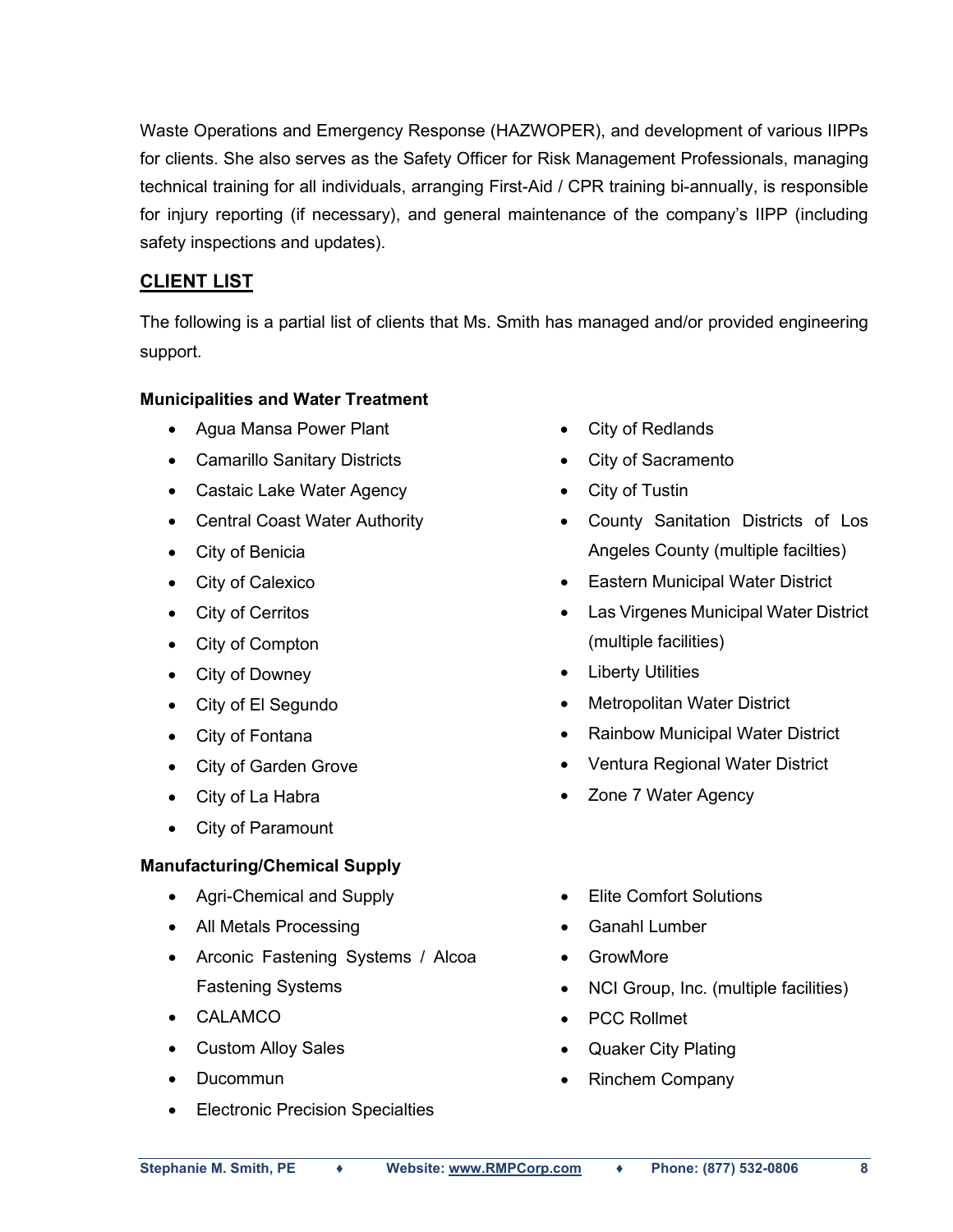Waste Operations and Emergency Response (HAZWOPER), and development of various IIPPs for clients. She also serves as the Safety Officer for Risk Management Professionals, managing technical training for all individuals, arranging First-Aid / CPR training bi-annually, is responsible for injury reporting (if necessary), and general maintenance of the company's IIPP (including safety inspections and updates).

## CLIENT LIST

The following is a partial list of clients that Ms. Smith has managed and/or provided engineering support.

**Municipalities and Water Treatment**

- Agua Mansa Power Plant
- Camarillo Sanitary Districts
- Castaic Lake Water Agency
- Central Coast Water Authority
- City of Benicia
- City of Calexico
- City of Cerritos
- City of Compton
- City of Downey
- City of El Segundo
- City of Fontana
- City of Garden Grove
- City of La Habra
- City of Paramount
- City of Redlands
- City of Sacramento
- City of Tustin
- County Sanitation Districts of Los Angeles County (multiple facilties)
- Eastern Municipal Water District
- Las Virgenes Municipal Water District (multiple facilities)
- Liberty Utilities
- Metropolitan Water District
- Rainbow Municipal Water District
- Ventura Regional Water District
- Zone 7 Water Agency

**Manufacturing/Chemical Supply**

- Agri-Chemical and Supply
- All Metals Processing
- Arconic Fastening Systems / Alcoa Fastening Systems
- CALAMCO
- Custom Alloy Sales
- Ducommun
- Electronic Precision Specialties
- Elite Comfort Solutions
- Ganahl Lumber
- GrowMore
- NCI Group, Inc. (multiple facilities)
- PCC Rollmet
- Quaker City Plating
- Rinchem Company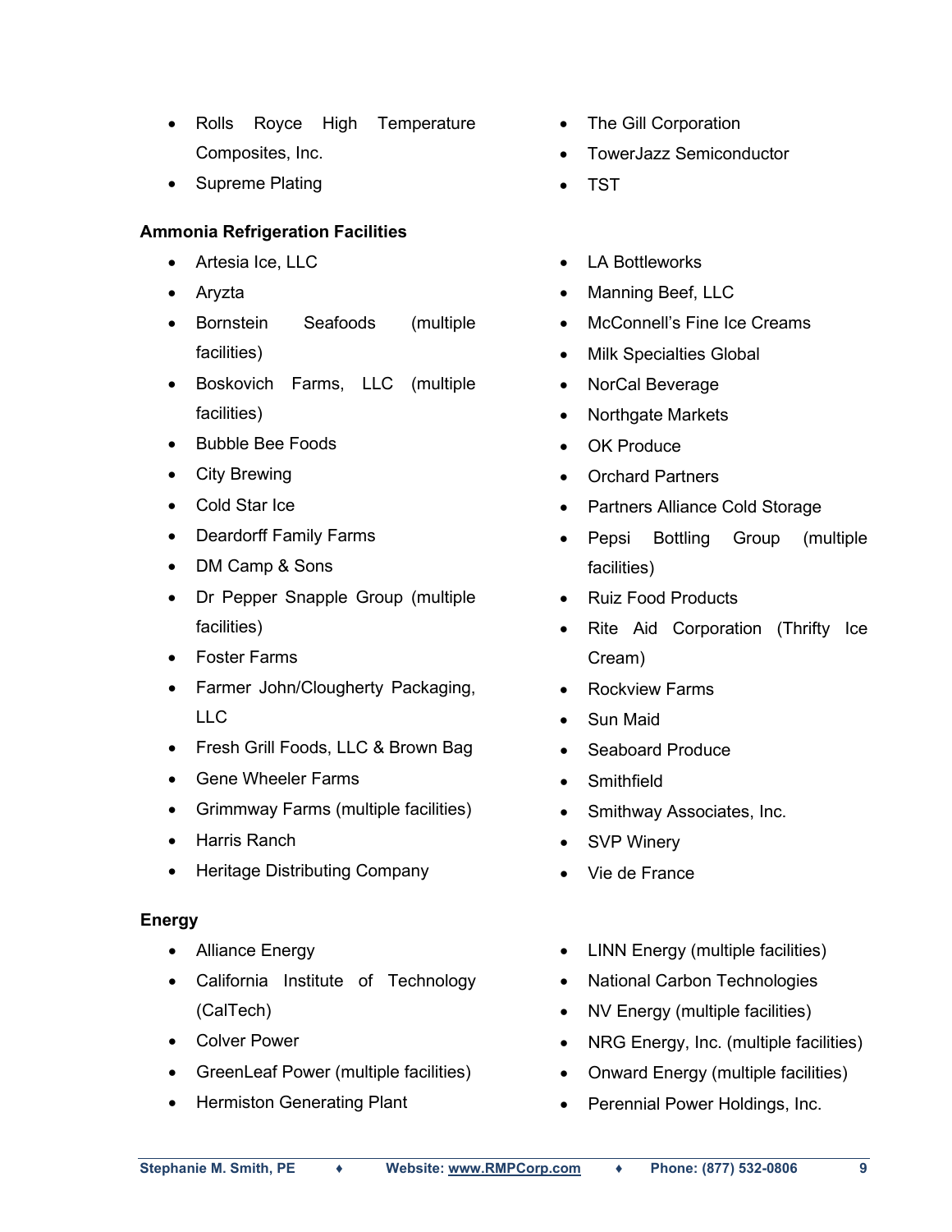- Rolls Royce High Temperature Composites, Inc.
- Supreme Plating
- The Gill Corporation
- TowerJazz Semiconductor
- TST

**Ammonia Refrigeration Facilities**

- Artesia Ice, LLC
- Aryzta
- Bornstein Seafoods (multiple facilities)
- Boskovich Farms, LLC (multiple facilities)
- Bubble Bee Foods
- City Brewing
- Cold Star Ice
- Deardorff Family Farms
- DM Camp & Sons
- Dr Pepper Snapple Group (multiple facilities)
- Foster Farms
- Farmer John/Clougherty Packaging, LLC
- Fresh Grill Foods, LLC & Brown Bag
- Gene Wheeler Farms
- Grimmway Farms (multiple facilities)
- Harris Ranch
- Heritage Distributing Company
- LA Bottleworks
- Manning Beef, LLC
- McConnell's Fine Ice Creams
- Milk Specialties Global
- NorCal Beverage
- Northgate Markets
- OK Produce
- Orchard Partners
- Partners Alliance Cold Storage
- Pepsi Bottling Group (multiple facilities)
- Ruiz Food Products
- Rite Aid Corporation (Thrifty Ice Cream)
- Rockview Farms
- Sun Maid
- Seaboard Produce
- Smithfield
- Smithway Associates, Inc.
- SVP Winery
- Vie de France

**Energy**

- Alliance Energy
- California Institute of Technology (CalTech)
- Colver Power
- GreenLeaf Power (multiple facilities)
- Hermiston Generating Plant
- LINN Energy (multiple facilities)
- National Carbon Technologies
- NV Energy (multiple facilities)
- NRG Energy, Inc. (multiple facilities)
- Onward Energy (multiple facilities)
- Perennial Power Holdings, Inc.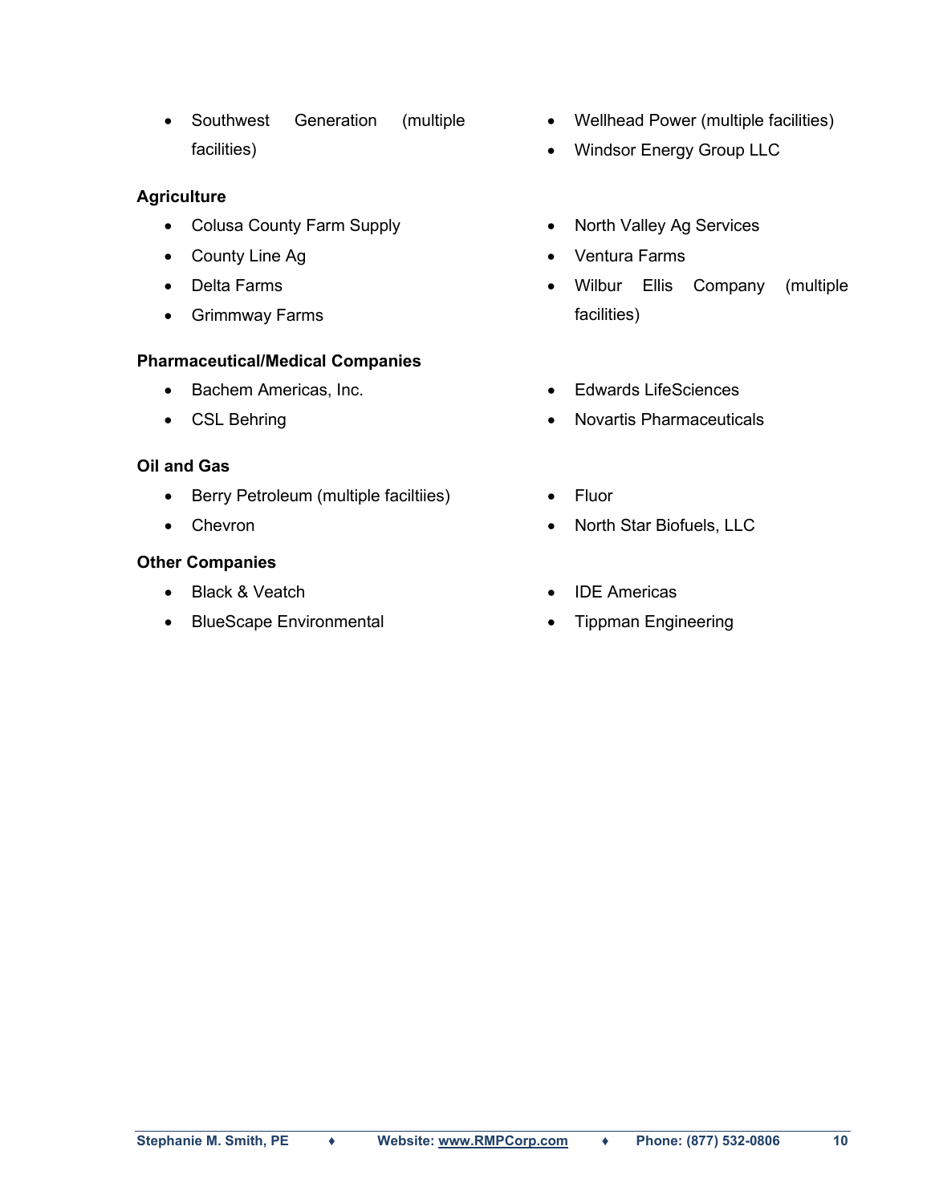- Southwest Generation (multiple facilities)
- Wellhead Power (multiple facilities)
- Windsor Energy Group LLC

**Agriculture**

- Colusa County Farm Supply
- County Line Ag
- Delta Farms
- Grimmway Farms
- North Valley Ag Services
- Ventura Farms
- Wilbur Ellis Company (multiple facilities)

**Pharmaceutical/Medical Companies**

- Bachem Americas, Inc.
- CSL Behring
- Edwards LifeSciences
- Novartis Pharmaceuticals

**Oil and Gas**

- Berry Petroleum (multiple faciltiies)
- Chevron
- Fluor
- North Star Biofuels, LLC

**Other Companies**

- Black & Veatch
- BlueScape Environmental
- IDE Americas
- Tippman Engineering